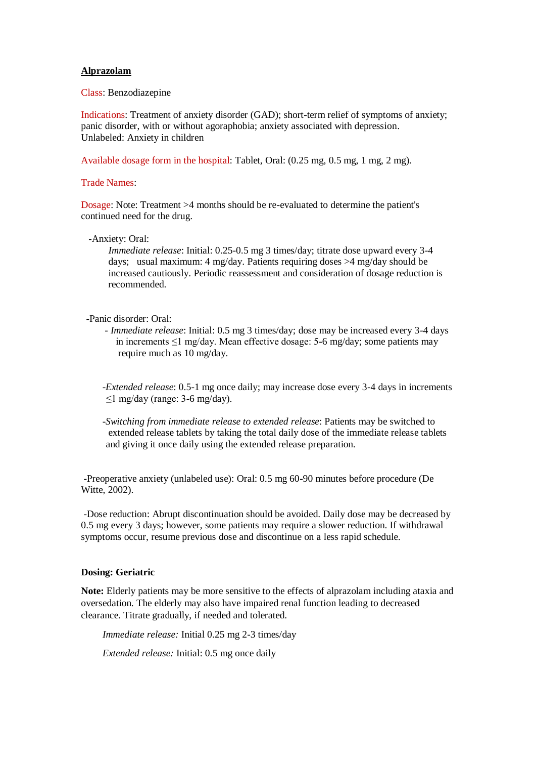**Alprazolam**

Class: Benzodiazepine

Indications: Treatment of anxiety disorder (GAD); short-term relief of symptoms of anxiety; panic disorder, with or without agoraphobia; anxiety associated with depression.
Unlabeled: Anxiety in children

Available dosage form in the hospital: Tablet, Oral: (0.25 mg, 0.5 mg, 1 mg, 2 mg).

Trade Names:

Dosage: Note: Treatment >4 months should be re-evaluated to determine the patient's continued need for the drug.

-Anxiety: Oral:

*Immediate release*: Initial: 0.25-0.5 mg 3 times/day; titrate dose upward every 3-4 days; usual maximum: 4 mg/day. Patients requiring doses >4 mg/day should be increased cautiously. Periodic reassessment and consideration of dosage reduction is recommended.

-Panic disorder: Oral:

- *Immediate release*: Initial: 0.5 mg 3 times/day; dose may be increased every 3-4 days in increments ≤1 mg/day. Mean effective dosage: 5-6 mg/day; some patients may require much as 10 mg/day.

-*Extended release*: 0.5-1 mg once daily; may increase dose every 3-4 days in increments ≤1 mg/day (range: 3-6 mg/day).

-*Switching from immediate release to extended release*: Patients may be switched to extended release tablets by taking the total daily dose of the immediate release tablets and giving it once daily using the extended release preparation.

-Preoperative anxiety (unlabeled use): Oral: 0.5 mg 60-90 minutes before procedure (De Witte, 2002).

-Dose reduction: Abrupt discontinuation should be avoided. Daily dose may be decreased by 0.5 mg every 3 days; however, some patients may require a slower reduction. If withdrawal symptoms occur, resume previous dose and discontinue on a less rapid schedule.

**Dosing: Geriatric**

**Note:** Elderly patients may be more sensitive to the effects of alprazolam including ataxia and oversedation. The elderly may also have impaired renal function leading to decreased clearance. Titrate gradually, if needed and tolerated.

*Immediate release:* Initial 0.25 mg 2-3 times/day

*Extended release:* Initial: 0.5 mg once daily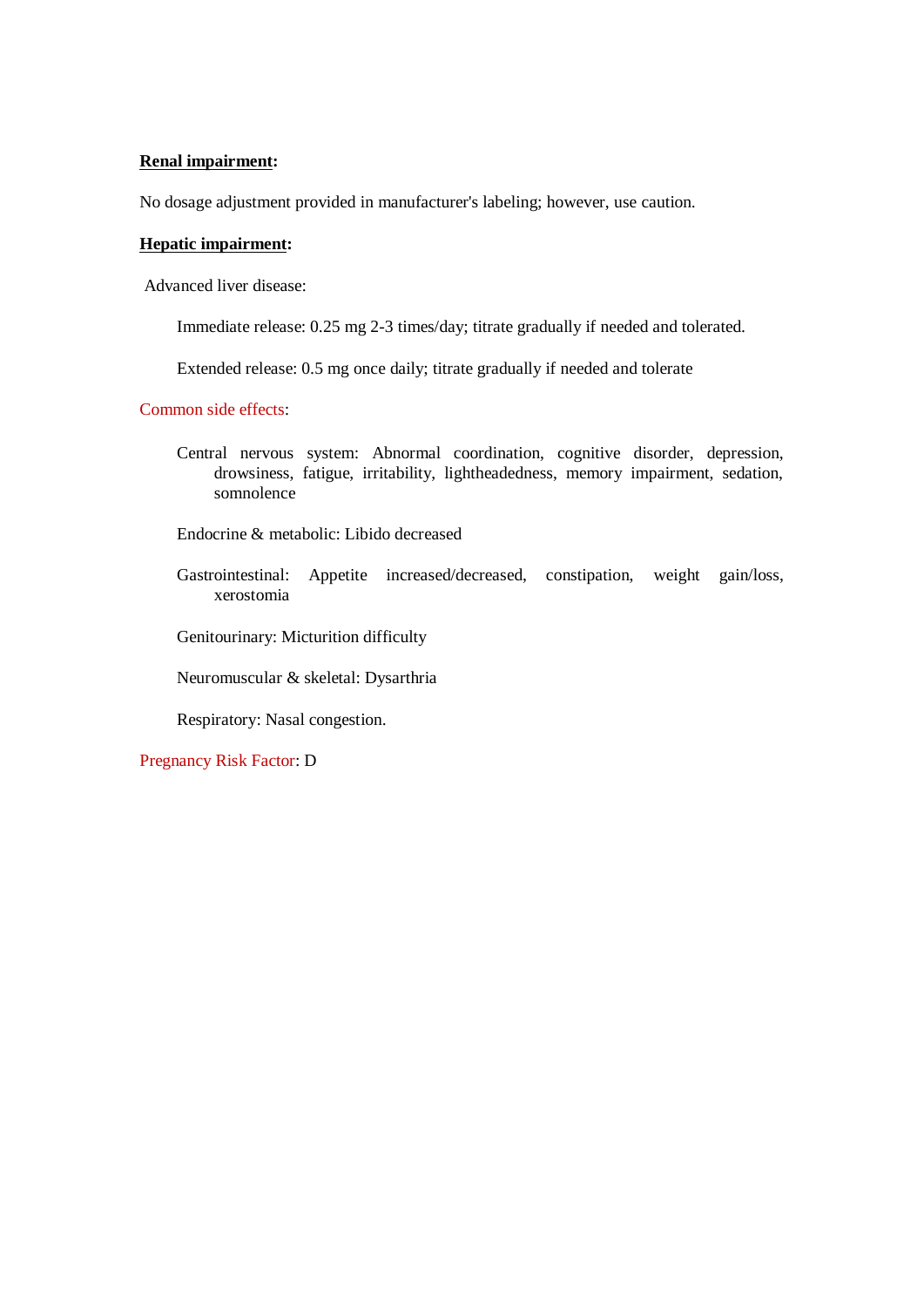**Renal impairment:**

No dosage adjustment provided in manufacturer's labeling; however, use caution.

**Hepatic impairment:**

Advanced liver disease:

- Immediate release: 0.25 mg 2-3 times/day; titrate gradually if needed and tolerated.
- Extended release: 0.5 mg once daily; titrate gradually if needed and tolerate

Common side effects:

- Central nervous system: Abnormal coordination, cognitive disorder, depression, drowsiness, fatigue, irritability, lightheadedness, memory impairment, sedation, somnolence
- Endocrine & metabolic: Libido decreased
- Gastrointestinal: Appetite increased/decreased, constipation, weight gain/loss, xerostomia
- Genitourinary: Micturition difficulty
- Neuromuscular & skeletal: Dysarthria
- Respiratory: Nasal congestion.

Pregnancy Risk Factor: D